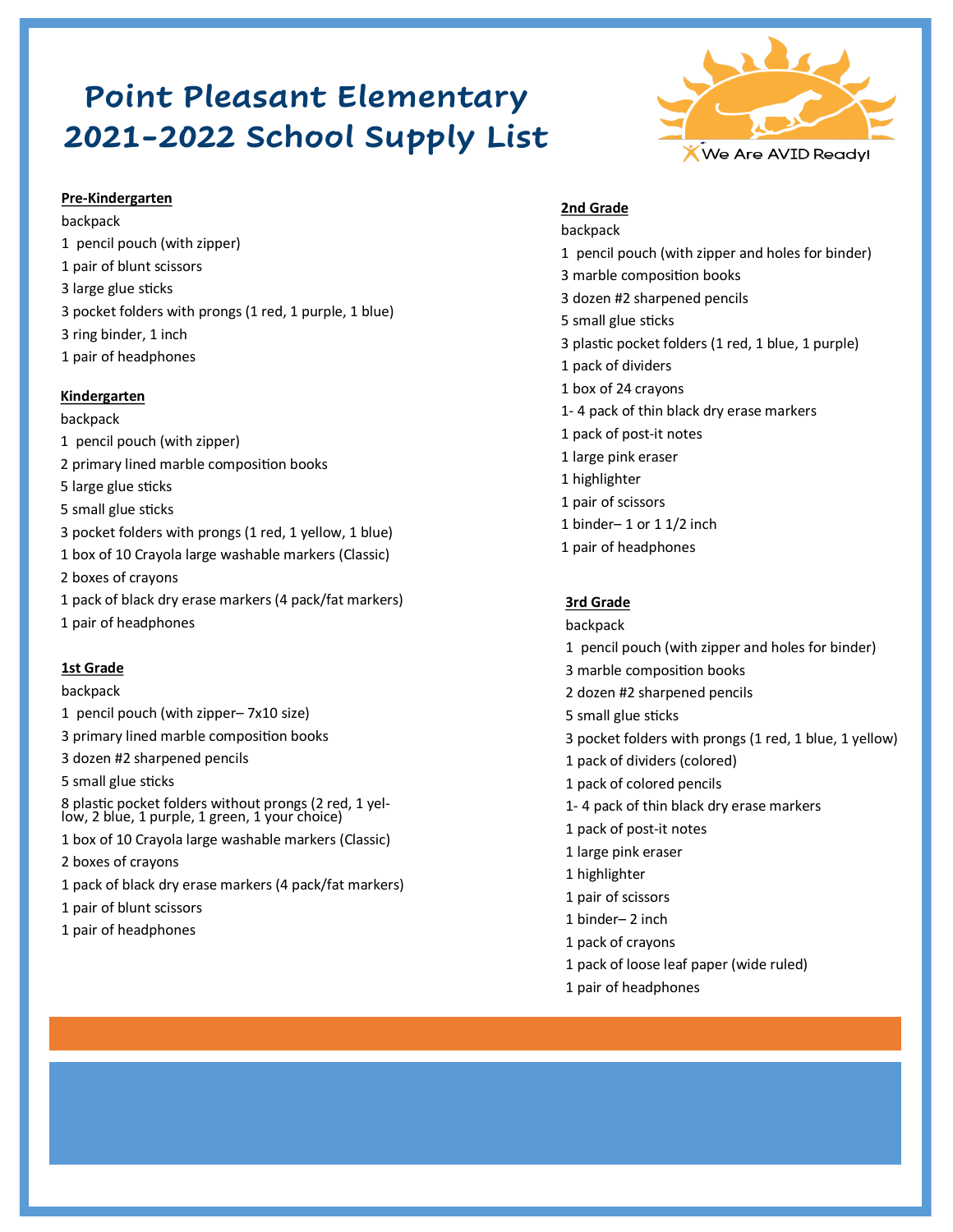# Point Pleasant Elementary 2021-2022 School Supply List

We Are AVID Ready!

**Pre-Kindergarten**

backpack
1 pencil pouch (with zipper)
1 pair of blunt scissors
3 large glue sticks
3 pocket folders with prongs (1 red, 1 purple, 1 blue)
3 ring binder, 1 inch
1 pair of headphones

**Kindergarten**

backpack
1 pencil pouch (with zipper)
2 primary lined marble composition books
5 large glue sticks
5 small glue sticks
3 pocket folders with prongs (1 red, 1 yellow, 1 blue)
1 box of 10 Crayola large washable markers (Classic)
2 boxes of crayons
1 pack of black dry erase markers (4 pack/fat markers)
1 pair of headphones

**1st Grade**

backpack
1 pencil pouch (with zipper– 7x10 size)
3 primary lined marble composition books
3 dozen #2 sharpened pencils
5 small glue sticks
8 plastic pocket folders without prongs (2 red, 1 yellow, 2 blue, 1 purple, 1 green, 1 your choice)
1 box of 10 Crayola large washable markers (Classic)
2 boxes of crayons
1 pack of black dry erase markers (4 pack/fat markers)
1 pair of blunt scissors
1 pair of headphones

**2nd Grade**

backpack
1 pencil pouch (with zipper and holes for binder)
3 marble composition books
3 dozen #2 sharpened pencils
5 small glue sticks
3 plastic pocket folders (1 red, 1 blue, 1 purple)
1 pack of dividers
1 box of 24 crayons
1- 4 pack of thin black dry erase markers
1 pack of post-it notes
1 large pink eraser
1 highlighter
1 pair of scissors
1 binder– 1 or 1 1/2 inch
1 pair of headphones

**3rd Grade**

backpack
1 pencil pouch (with zipper and holes for binder)
3 marble composition books
2 dozen #2 sharpened pencils
5 small glue sticks
3 pocket folders with prongs (1 red, 1 blue, 1 yellow)
1 pack of dividers (colored)
1 pack of colored pencils
1- 4 pack of thin black dry erase markers
1 pack of post-it notes
1 large pink eraser
1 highlighter
1 pair of scissors
1 binder– 2 inch
1 pack of crayons
1 pack of loose leaf paper (wide ruled)
1 pair of headphones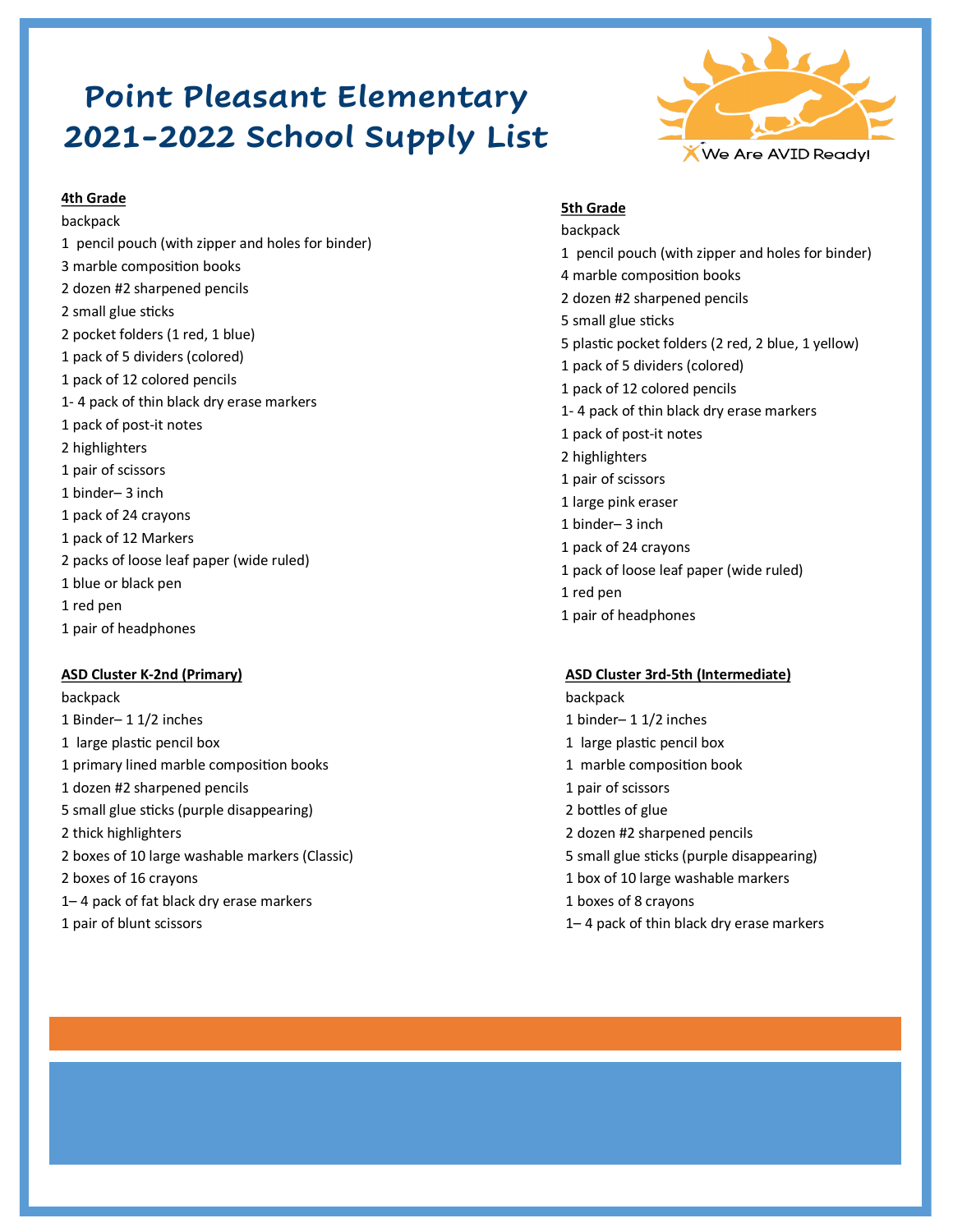# Point Pleasant Elementary 2021-2022 School Supply List

We Are AVID Ready!

**4th Grade**

backpack
1 pencil pouch (with zipper and holes for binder)
3 marble composition books
2 dozen #2 sharpened pencils
2 small glue sticks
2 pocket folders (1 red, 1 blue)
1 pack of 5 dividers (colored)
1 pack of 12 colored pencils
1- 4 pack of thin black dry erase markers
1 pack of post-it notes
2 highlighters
1 pair of scissors
1 binder– 3 inch
1 pack of 24 crayons
1 pack of 12 Markers
2 packs of loose leaf paper (wide ruled)
1 blue or black pen
1 red pen
1 pair of headphones

**5th Grade**

backpack
1 pencil pouch (with zipper and holes for binder)
4 marble composition books
2 dozen #2 sharpened pencils
5 small glue sticks
5 plastic pocket folders (2 red, 2 blue, 1 yellow)
1 pack of 5 dividers (colored)
1 pack of 12 colored pencils
1- 4 pack of thin black dry erase markers
1 pack of post-it notes
2 highlighters
1 pair of scissors
1 large pink eraser
1 binder– 3 inch
1 pack of 24 crayons
1 pack of loose leaf paper (wide ruled)
1 red pen
1 pair of headphones

**ASD Cluster K-2nd (Primary)**

backpack
1 Binder– 1 1/2 inches
1 large plastic pencil box
1 primary lined marble composition books
1 dozen #2 sharpened pencils
5 small glue sticks (purple disappearing)
2 thick highlighters
2 boxes of 10 large washable markers (Classic)
2 boxes of 16 crayons
1– 4 pack of fat black dry erase markers
1 pair of blunt scissors

**ASD Cluster 3rd-5th (Intermediate)**

backpack
1 binder– 1 1/2 inches
1 large plastic pencil box
1 marble composition book
1 pair of scissors
2 bottles of glue
2 dozen #2 sharpened pencils
5 small glue sticks (purple disappearing)
1 box of 10 large washable markers
1 boxes of 8 crayons
1– 4 pack of thin black dry erase markers